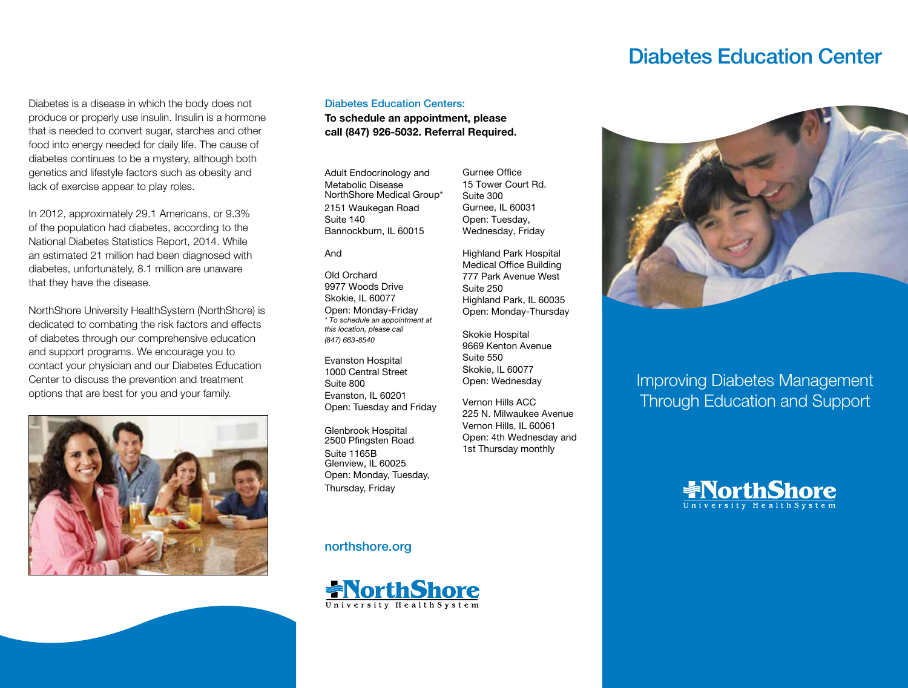Diabetes is a disease in which the body does not produce or properly use insulin. Insulin is a hormone that is needed to convert sugar, starches and other food into energy needed for daily life. The cause of diabetes continues to be a mystery, although both genetics and lifestyle factors such as obesity and lack of exercise appear to play roles.

In 2012, approximately 29.1 Americans, or 9.3% of the population had diabetes, according to the National Diabetes Statistics Report, 2014. While an estimated 21 million had been diagnosed with diabetes, unfortunately, 8.1 million are unaware that they have the disease.

NorthShore University HealthSystem (NorthShore) is dedicated to combating the risk factors and effects of diabetes through our comprehensive education and support programs. We encourage you to contact your physician and our Diabetes Education Center to discuss the prevention and treatment options that are best for you and your family.

## Diabetes Education Centers:

**To schedule an appointment, please call (847) 926-5032. Referral Required.**

Adult Endocrinology and Metabolic Disease NorthShore Medical Group*
2151 Waukegan Road
Suite 140
Bannockburn, IL 60015

And

Old Orchard
9977 Woods Drive
Skokie, IL 60077
Open: Monday-Friday
*\* To schedule an appointment at this location, please call (847) 663-8540*

Evanston Hospital
1000 Central Street
Suite 800
Evanston, IL 60201
Open: Tuesday and Friday

Glenbrook Hospital
2500 Pfingsten Road
Suite 1165B
Glenview, IL 60025
Open: Monday, Tuesday, Thursday, Friday

Gurnee Office
15 Tower Court Rd.
Suite 300
Gurnee, IL 60031
Open: Tuesday, Wednesday, Friday

Highland Park Hospital
Medical Office Building
777 Park Avenue West
Suite 250
Highland Park, IL 60035
Open: Monday-Thursday

Skokie Hospital
9669 Kenton Avenue
Suite 550
Skokie, IL 60077
Open: Wednesday

Vernon Hills ACC
225 N. Milwaukee Avenue
Vernon Hills, IL 60061
Open: 4th Wednesday and 1st Thursday monthly

**northshore.org**

NorthShore University HealthSystem

# Diabetes Education Center

## Improving Diabetes Management Through Education and Support

NorthShore University HealthSystem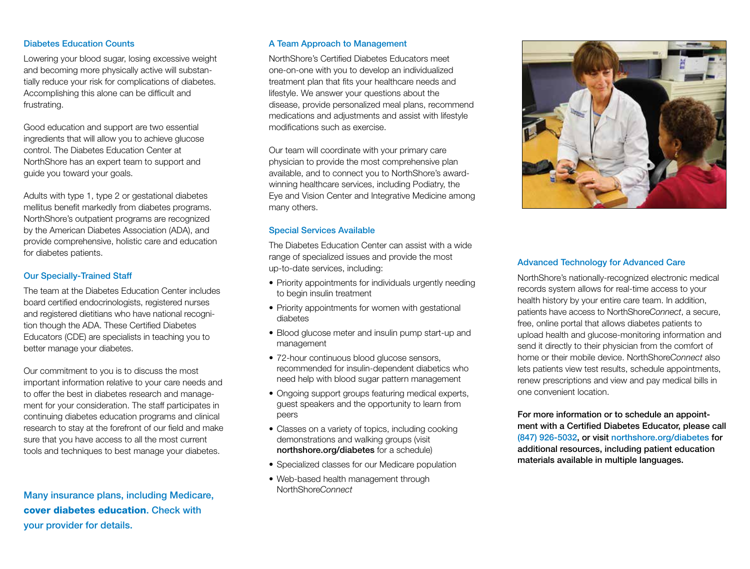## Diabetes Education Counts

Lowering your blood sugar, losing excessive weight and becoming more physically active will substantially reduce your risk for complications of diabetes. Accomplishing this alone can be difficult and frustrating.

Good education and support are two essential ingredients that will allow you to achieve glucose control. The Diabetes Education Center at NorthShore has an expert team to support and guide you toward your goals.

Adults with type 1, type 2 or gestational diabetes mellitus benefit markedly from diabetes programs. NorthShore's outpatient programs are recognized by the American Diabetes Association (ADA), and provide comprehensive, holistic care and education for diabetes patients.

## Our Specially-Trained Staff

The team at the Diabetes Education Center includes board certified endocrinologists, registered nurses and registered dietitians who have national recognition though the ADA. These Certified Diabetes Educators (CDE) are specialists in teaching you to better manage your diabetes.

Our commitment to you is to discuss the most important information relative to your care needs and to offer the best in diabetes research and management for your consideration. The staff participates in continuing diabetes education programs and clinical research to stay at the forefront of our field and make sure that you have access to all the most current tools and techniques to best manage your diabetes.

Many insurance plans, including Medicare, **cover diabetes education**. Check with your provider for details.

## A Team Approach to Management

NorthShore's Certified Diabetes Educators meet one-on-one with you to develop an individualized treatment plan that fits your healthcare needs and lifestyle. We answer your questions about the disease, provide personalized meal plans, recommend medications and adjustments and assist with lifestyle modifications such as exercise.

Our team will coordinate with your primary care physician to provide the most comprehensive plan available, and to connect you to NorthShore's award-winning healthcare services, including Podiatry, the Eye and Vision Center and Integrative Medicine among many others.

## Special Services Available

The Diabetes Education Center can assist with a wide range of specialized issues and provide the most up-to-date services, including:

- Priority appointments for individuals urgently needing to begin insulin treatment
- Priority appointments for women with gestational diabetes
- Blood glucose meter and insulin pump start-up and management
- 72-hour continuous blood glucose sensors, recommended for insulin-dependent diabetics who need help with blood sugar pattern management
- Ongoing support groups featuring medical experts, guest speakers and the opportunity to learn from peers
- Classes on a variety of topics, including cooking demonstrations and walking groups (visit **northshore.org/diabetes** for a schedule)
- Specialized classes for our Medicare population
- Web-based health management through NorthShore*Connect*

## Advanced Technology for Advanced Care

NorthShore's nationally-recognized electronic medical records system allows for real-time access to your health history by your entire care team. In addition, patients have access to NorthShore*Connect*, a secure, free, online portal that allows diabetes patients to upload health and glucose-monitoring information and send it directly to their physician from the comfort of home or their mobile device. NorthShore*Connect* also lets patients view test results, schedule appointments, renew prescriptions and view and pay medical bills in one convenient location.

**For more information or to schedule an appointment with a Certified Diabetes Educator, please call (847) 926-5032, or visit northshore.org/diabetes for additional resources, including patient education materials available in multiple languages.**